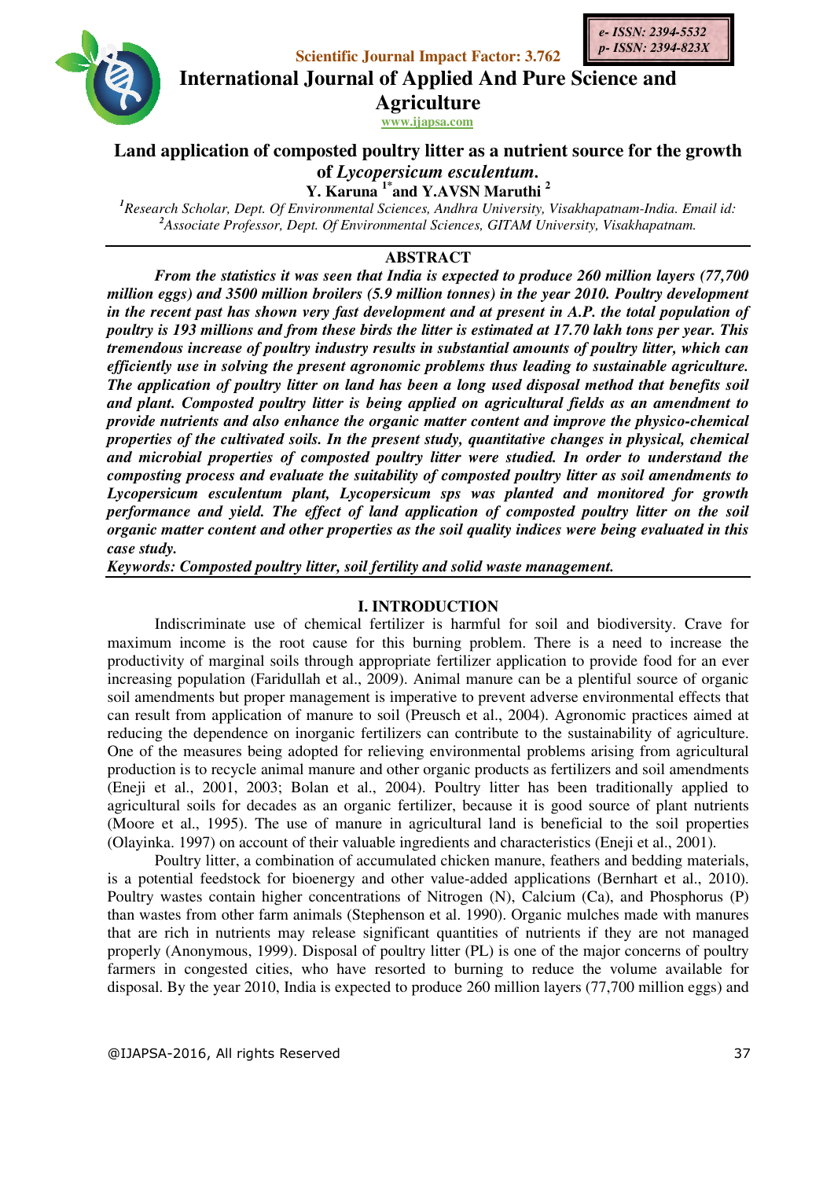Scientific Journal Impact Factor: 3.762

e- ISSN: 2394-5532
p- ISSN: 2394-823X

# International Journal of Applied And Pure Science and Agriculture

www.ijapsa.com

## Land application of composted poultry litter as a nutrient source for the growth of *Lycopersicum esculentum*.

**Y. Karuna [1*] and Y.AVSN Maruthi [2]**

[1]*Research Scholar, Dept. Of Environmental Sciences, Andhra University, Visakhapatnam-India. Email id:*
[2]*Associate Professor, Dept. Of Environmental Sciences, GITAM University, Visakhapatnam.*

### ABSTRACT

***From the statistics it was seen that India is expected to produce 260 million layers (77,700 million eggs) and 3500 million broilers (5.9 million tonnes) in the year 2010. Poultry development in the recent past has shown very fast development and at present in A.P. the total population of poultry is 193 millions and from these birds the litter is estimated at 17.70 lakh tons per year. This tremendous increase of poultry industry results in substantial amounts of poultry litter, which can efficiently use in solving the present agronomic problems thus leading to sustainable agriculture. The application of poultry litter on land has been a long used disposal method that benefits soil and plant. Composted poultry litter is being applied on agricultural fields as an amendment to provide nutrients and also enhance the organic matter content and improve the physico-chemical properties of the cultivated soils. In the present study, quantitative changes in physical, chemical and microbial properties of composted poultry litter were studied. In order to understand the composting process and evaluate the suitability of composted poultry litter as soil amendments to Lycopersicum esculentum plant, Lycopersicum sps was planted and monitored for growth performance and yield. The effect of land application of composted poultry litter on the soil organic matter content and other properties as the soil quality indices were being evaluated in this case study.***

***Keywords: Composted poultry litter, soil fertility and solid waste management.***

### I. INTRODUCTION

Indiscriminate use of chemical fertilizer is harmful for soil and biodiversity. Crave for maximum income is the root cause for this burning problem. There is a need to increase the productivity of marginal soils through appropriate fertilizer application to provide food for an ever increasing population (Faridullah et al., 2009). Animal manure can be a plentiful source of organic soil amendments but proper management is imperative to prevent adverse environmental effects that can result from application of manure to soil (Preusch et al., 2004). Agronomic practices aimed at reducing the dependence on inorganic fertilizers can contribute to the sustainability of agriculture. One of the measures being adopted for relieving environmental problems arising from agricultural production is to recycle animal manure and other organic products as fertilizers and soil amendments (Eneji et al., 2001, 2003; Bolan et al., 2004). Poultry litter has been traditionally applied to agricultural soils for decades as an organic fertilizer, because it is good source of plant nutrients (Moore et al., 1995). The use of manure in agricultural land is beneficial to the soil properties (Olayinka. 1997) on account of their valuable ingredients and characteristics (Eneji et al., 2001).

Poultry litter, a combination of accumulated chicken manure, feathers and bedding materials, is a potential feedstock for bioenergy and other value-added applications (Bernhart et al., 2010). Poultry wastes contain higher concentrations of Nitrogen (N), Calcium (Ca), and Phosphorus (P) than wastes from other farm animals (Stephenson et al. 1990). Organic mulches made with manures that are rich in nutrients may release significant quantities of nutrients if they are not managed properly (Anonymous, 1999). Disposal of poultry litter (PL) is one of the major concerns of poultry farmers in congested cities, who have resorted to burning to reduce the volume available for disposal. By the year 2010, India is expected to produce 260 million layers (77,700 million eggs) and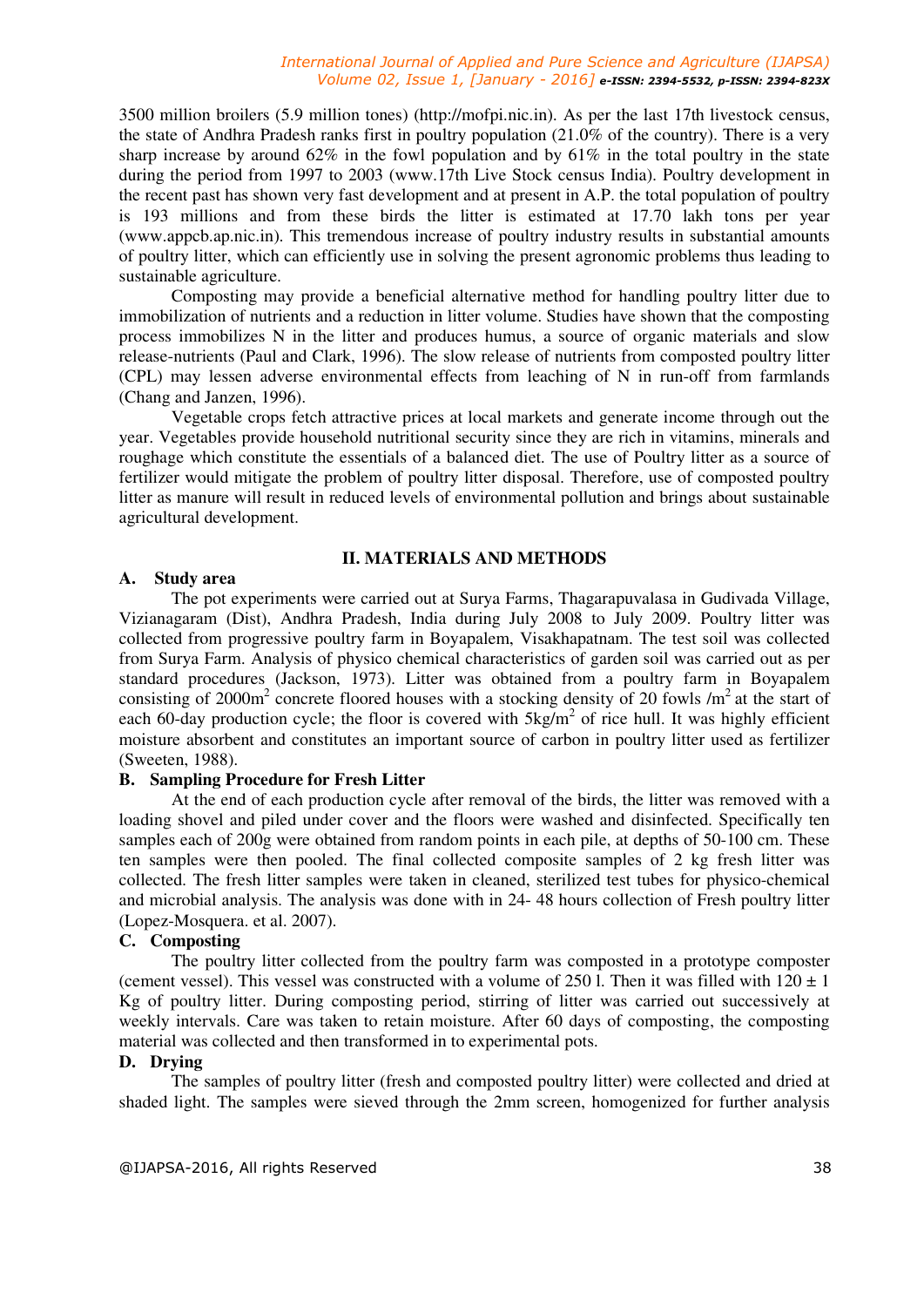3500 million broilers (5.9 million tones) (http://mofpi.nic.in). As per the last 17th livestock census, the state of Andhra Pradesh ranks first in poultry population (21.0% of the country). There is a very sharp increase by around 62% in the fowl population and by 61% in the total poultry in the state during the period from 1997 to 2003 (www.17th Live Stock census India). Poultry development in the recent past has shown very fast development and at present in A.P. the total population of poultry is 193 millions and from these birds the litter is estimated at 17.70 lakh tons per year (www.appcb.ap.nic.in). This tremendous increase of poultry industry results in substantial amounts of poultry litter, which can efficiently use in solving the present agronomic problems thus leading to sustainable agriculture.

Composting may provide a beneficial alternative method for handling poultry litter due to immobilization of nutrients and a reduction in litter volume. Studies have shown that the composting process immobilizes N in the litter and produces humus, a source of organic materials and slow release-nutrients (Paul and Clark, 1996). The slow release of nutrients from composted poultry litter (CPL) may lessen adverse environmental effects from leaching of N in run-off from farmlands (Chang and Janzen, 1996).

Vegetable crops fetch attractive prices at local markets and generate income through out the year. Vegetables provide household nutritional security since they are rich in vitamins, minerals and roughage which constitute the essentials of a balanced diet. The use of Poultry litter as a source of fertilizer would mitigate the problem of poultry litter disposal. Therefore, use of composted poultry litter as manure will result in reduced levels of environmental pollution and brings about sustainable agricultural development.

## II. MATERIALS AND METHODS

### A. Study area

The pot experiments were carried out at Surya Farms, Thagarapuvalasa in Gudivada Village, Vizianagaram (Dist), Andhra Pradesh, India during July 2008 to July 2009. Poultry litter was collected from progressive poultry farm in Boyapalem, Visakhapatnam. The test soil was collected from Surya Farm. Analysis of physico chemical characteristics of garden soil was carried out as per standard procedures (Jackson, 1973). Litter was obtained from a poultry farm in Boyapalem consisting of 2000m$^2$ concrete floored houses with a stocking density of 20 fowls /m$^2$ at the start of each 60-day production cycle; the floor is covered with 5kg/m$^2$ of rice hull. It was highly efficient moisture absorbent and constitutes an important source of carbon in poultry litter used as fertilizer (Sweeten, 1988).

### B. Sampling Procedure for Fresh Litter

At the end of each production cycle after removal of the birds, the litter was removed with a loading shovel and piled under cover and the floors were washed and disinfected. Specifically ten samples each of 200g were obtained from random points in each pile, at depths of 50-100 cm. These ten samples were then pooled. The final collected composite samples of 2 kg fresh litter was collected. The fresh litter samples were taken in cleaned, sterilized test tubes for physico-chemical and microbial analysis. The analysis was done with in 24- 48 hours collection of Fresh poultry litter (Lopez-Mosquera. et al. 2007).

### C. Composting

The poultry litter collected from the poultry farm was composted in a prototype composter (cement vessel). This vessel was constructed with a volume of 250 l. Then it was filled with 120 ± 1 Kg of poultry litter. During composting period, stirring of litter was carried out successively at weekly intervals. Care was taken to retain moisture. After 60 days of composting, the composting material was collected and then transformed in to experimental pots.

### D. Drying

The samples of poultry litter (fresh and composted poultry litter) were collected and dried at shaded light. The samples were sieved through the 2mm screen, homogenized for further analysis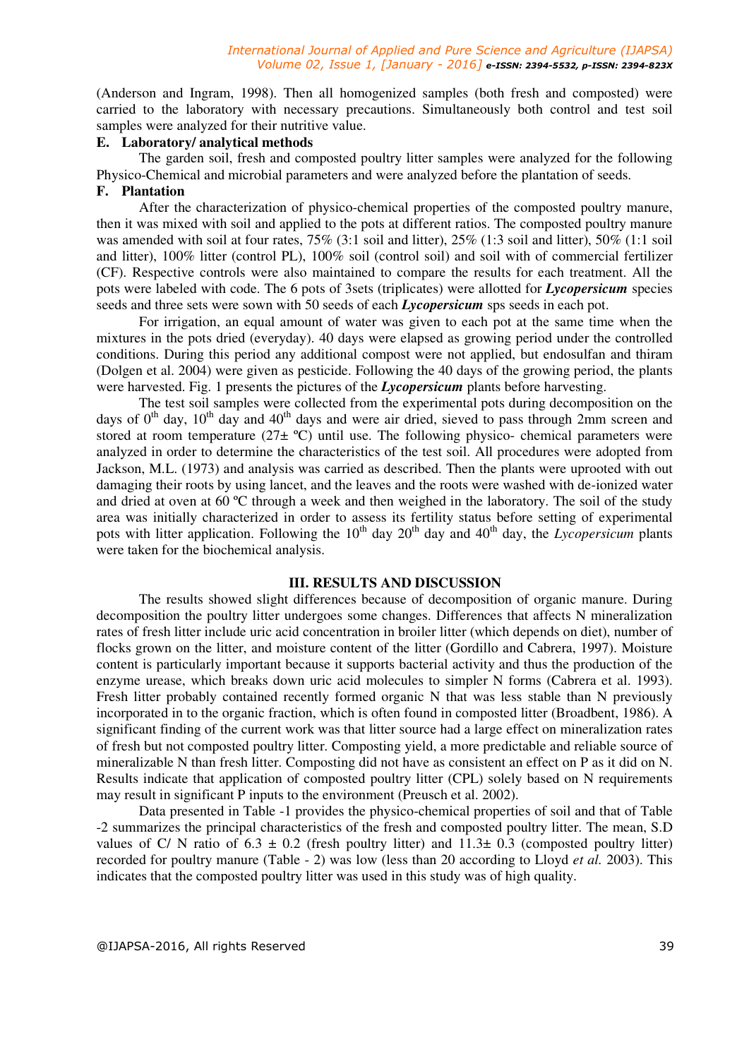(Anderson and Ingram, 1998). Then all homogenized samples (both fresh and composted) were carried to the laboratory with necessary precautions. Simultaneously both control and test soil samples were analyzed for their nutritive value.

### E. Laboratory/ analytical methods

The garden soil, fresh and composted poultry litter samples were analyzed for the following Physico-Chemical and microbial parameters and were analyzed before the plantation of seeds.

### F. Plantation

After the characterization of physico-chemical properties of the composted poultry manure, then it was mixed with soil and applied to the pots at different ratios. The composted poultry manure was amended with soil at four rates, 75% (3:1 soil and litter), 25% (1:3 soil and litter), 50% (1:1 soil and litter), 100% litter (control PL), 100% soil (control soil) and soil with of commercial fertilizer (CF). Respective controls were also maintained to compare the results for each treatment. All the pots were labeled with code. The 6 pots of 3sets (triplicates) were allotted for ***Lycopersicum*** species seeds and three sets were sown with 50 seeds of each ***Lycopersicum*** sps seeds in each pot.

For irrigation, an equal amount of water was given to each pot at the same time when the mixtures in the pots dried (everyday). 40 days were elapsed as growing period under the controlled conditions. During this period any additional compost were not applied, but endosulfan and thiram (Dolgen et al. 2004) were given as pesticide. Following the 40 days of the growing period, the plants were harvested. Fig. 1 presents the pictures of the ***Lycopersicum*** plants before harvesting.

The test soil samples were collected from the experimental pots during decomposition on the days of 0th day, 10th day and 40th days and were air dried, sieved to pass through 2mm screen and stored at room temperature (27± ºC) until use. The following physico- chemical parameters were analyzed in order to determine the characteristics of the test soil. All procedures were adopted from Jackson, M.L. (1973) and analysis was carried as described. Then the plants were uprooted with out damaging their roots by using lancet, and the leaves and the roots were washed with de-ionized water and dried at oven at 60 ºC through a week and then weighed in the laboratory. The soil of the study area was initially characterized in order to assess its fertility status before setting of experimental pots with litter application. Following the 10th day 20th day and 40th day, the *Lycopersicum* plants were taken for the biochemical analysis.

## III. RESULTS AND DISCUSSION

The results showed slight differences because of decomposition of organic manure. During decomposition the poultry litter undergoes some changes. Differences that affects N mineralization rates of fresh litter include uric acid concentration in broiler litter (which depends on diet), number of flocks grown on the litter, and moisture content of the litter (Gordillo and Cabrera, 1997). Moisture content is particularly important because it supports bacterial activity and thus the production of the enzyme urease, which breaks down uric acid molecules to simpler N forms (Cabrera et al. 1993). Fresh litter probably contained recently formed organic N that was less stable than N previously incorporated in to the organic fraction, which is often found in composted litter (Broadbent, 1986). A significant finding of the current work was that litter source had a large effect on mineralization rates of fresh but not composted poultry litter. Composting yield, a more predictable and reliable source of mineralizable N than fresh litter. Composting did not have as consistent an effect on P as it did on N. Results indicate that application of composted poultry litter (CPL) solely based on N requirements may result in significant P inputs to the environment (Preusch et al. 2002).

Data presented in Table -1 provides the physico-chemical properties of soil and that of Table -2 summarizes the principal characteristics of the fresh and composted poultry litter. The mean, S.D values of C/ N ratio of $6.3 \pm 0.2$ (fresh poultry litter) and $11.3 \pm 0.3$ (composted poultry litter) recorded for poultry manure (Table - 2) was low (less than 20 according to Lloyd *et al.* 2003). This indicates that the composted poultry litter was used in this study was of high quality.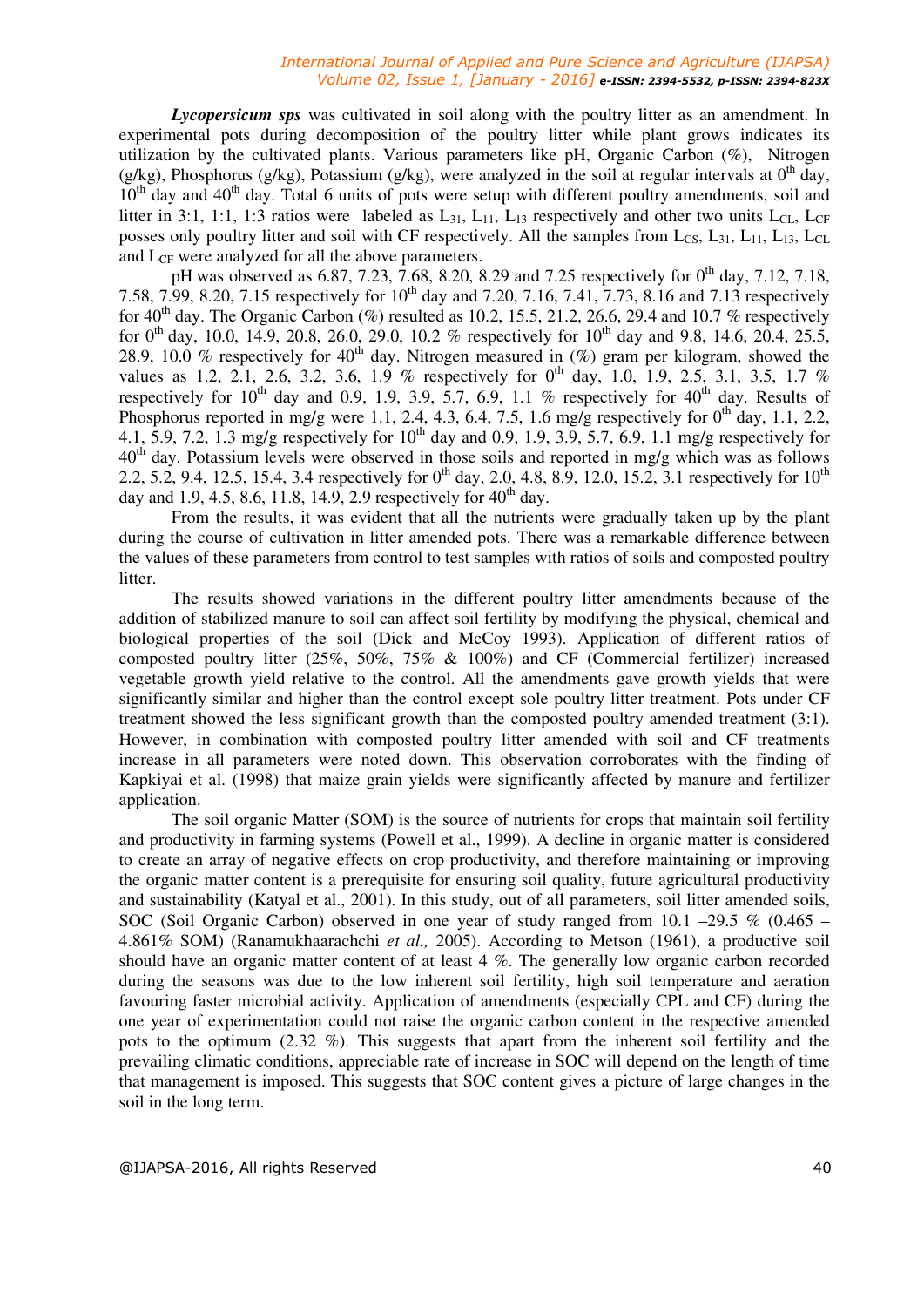***Lycopersicum sps*** was cultivated in soil along with the poultry litter as an amendment. In experimental pots during decomposition of the poultry litter while plant grows indicates its utilization by the cultivated plants. Various parameters like pH, Organic Carbon (%), Nitrogen (g/kg), Phosphorus (g/kg), Potassium (g/kg), were analyzed in the soil at regular intervals at $0^{th}$ day, $10^{th}$ day and $40^{th}$ day. Total 6 units of pots were setup with different poultry amendments, soil and litter in 3:1, 1:1, 1:3 ratios were labeled as $L_{31}$, $L_{11}$, $L_{13}$ respectively and other two units $L_{CL}$, $L_{CF}$ posses only poultry litter and soil with CF respectively. All the samples from $L_{CS}$, $L_{31}$, $L_{11}$, $L_{13}$, $L_{CL}$ and $L_{CF}$ were analyzed for all the above parameters.

pH was observed as 6.87, 7.23, 7.68, 8.20, 8.29 and 7.25 respectively for $0^{th}$ day, 7.12, 7.18, 7.58, 7.99, 8.20, 7.15 respectively for $10^{th}$ day and 7.20, 7.16, 7.41, 7.73, 8.16 and 7.13 respectively for $40^{th}$ day. The Organic Carbon (%) resulted as 10.2, 15.5, 21.2, 26.6, 29.4 and 10.7 % respectively for $0^{th}$ day, 10.0, 14.9, 20.8, 26.0, 29.0, 10.2 % respectively for $10^{th}$ day and 9.8, 14.6, 20.4, 25.5, 28.9, 10.0 % respectively for $40^{th}$ day. Nitrogen measured in (%) gram per kilogram, showed the values as 1.2, 2.1, 2.6, 3.2, 3.6, 1.9 % respectively for $0^{th}$ day, 1.0, 1.9, 2.5, 3.1, 3.5, 1.7 % respectively for $10^{th}$ day and 0.9, 1.9, 3.9, 5.7, 6.9, 1.1 % respectively for $40^{th}$ day. Results of Phosphorus reported in mg/g were 1.1, 2.4, 4.3, 6.4, 7.5, 1.6 mg/g respectively for $0^{th}$ day, 1.1, 2.2, 4.1, 5.9, 7.2, 1.3 mg/g respectively for $10^{th}$ day and 0.9, 1.9, 3.9, 5.7, 6.9, 1.1 mg/g respectively for $40^{th}$ day. Potassium levels were observed in those soils and reported in mg/g which was as follows 2.2, 5.2, 9.4, 12.5, 15.4, 3.4 respectively for $0^{th}$ day, 2.0, 4.8, 8.9, 12.0, 15.2, 3.1 respectively for $10^{th}$ day and 1.9, 4.5, 8.6, 11.8, 14.9, 2.9 respectively for $40^{th}$ day.

From the results, it was evident that all the nutrients were gradually taken up by the plant during the course of cultivation in litter amended pots. There was a remarkable difference between the values of these parameters from control to test samples with ratios of soils and composted poultry litter.

The results showed variations in the different poultry litter amendments because of the addition of stabilized manure to soil can affect soil fertility by modifying the physical, chemical and biological properties of the soil (Dick and McCoy 1993). Application of different ratios of composted poultry litter (25%, 50%, 75% & 100%) and CF (Commercial fertilizer) increased vegetable growth yield relative to the control. All the amendments gave growth yields that were significantly similar and higher than the control except sole poultry litter treatment. Pots under CF treatment showed the less significant growth than the composted poultry amended treatment (3:1). However, in combination with composted poultry litter amended with soil and CF treatments increase in all parameters were noted down. This observation corroborates with the finding of Kapkiyai et al. (1998) that maize grain yields were significantly affected by manure and fertilizer application.

The soil organic Matter (SOM) is the source of nutrients for crops that maintain soil fertility and productivity in farming systems (Powell et al., 1999). A decline in organic matter is considered to create an array of negative effects on crop productivity, and therefore maintaining or improving the organic matter content is a prerequisite for ensuring soil quality, future agricultural productivity and sustainability (Katyal et al., 2001). In this study, out of all parameters, soil litter amended soils, SOC (Soil Organic Carbon) observed in one year of study ranged from 10.1 –29.5 % (0.465 – 4.861% SOM) (Ranamukhaarachchi *et al.,* 2005). According to Metson (1961), a productive soil should have an organic matter content of at least 4 %. The generally low organic carbon recorded during the seasons was due to the low inherent soil fertility, high soil temperature and aeration favouring faster microbial activity. Application of amendments (especially CPL and CF) during the one year of experimentation could not raise the organic carbon content in the respective amended pots to the optimum (2.32 %). This suggests that apart from the inherent soil fertility and the prevailing climatic conditions, appreciable rate of increase in SOC will depend on the length of time that management is imposed. This suggests that SOC content gives a picture of large changes in the soil in the long term.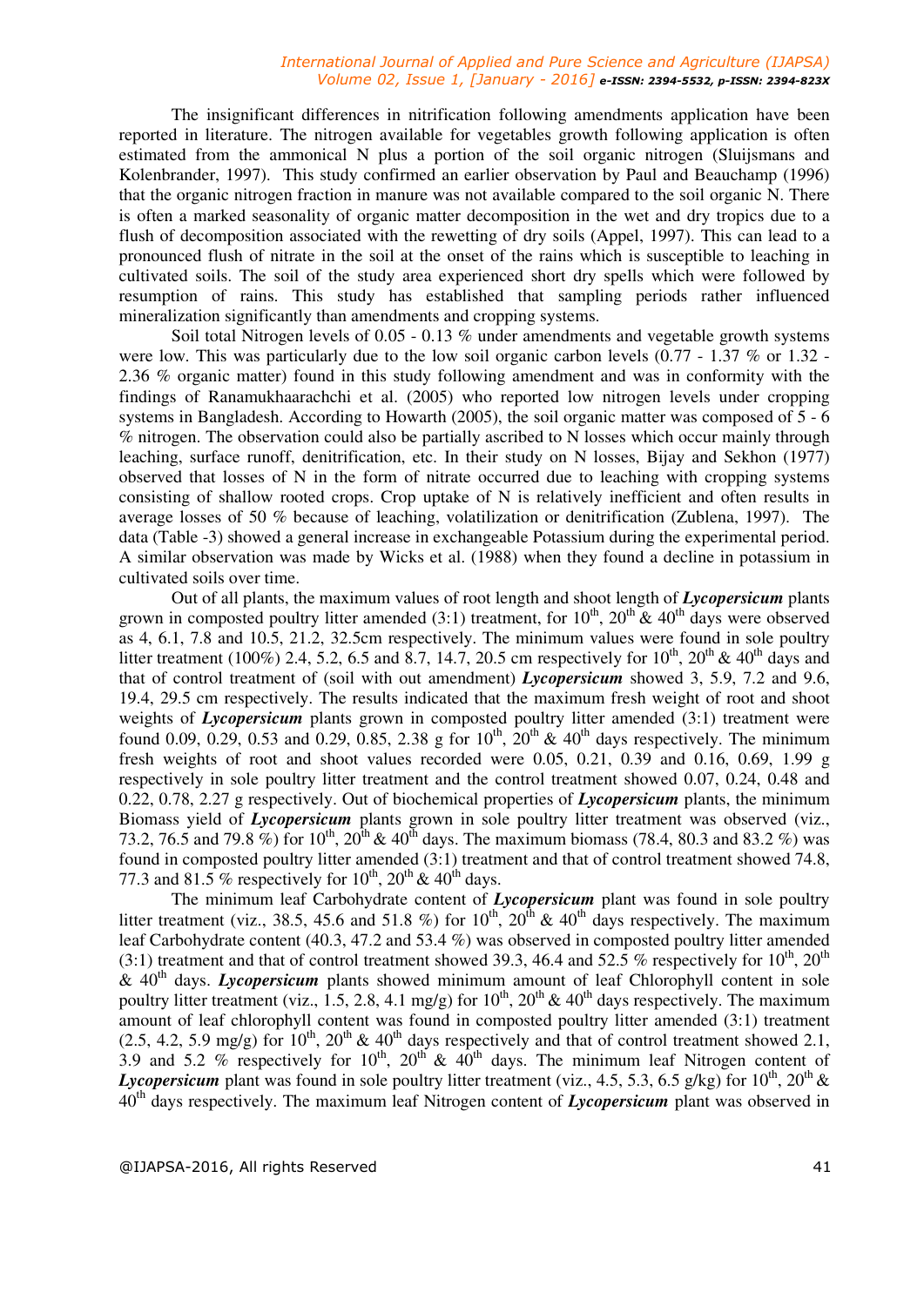The insignificant differences in nitrification following amendments application have been reported in literature. The nitrogen available for vegetables growth following application is often estimated from the ammonical N plus a portion of the soil organic nitrogen (Sluijsmans and Kolenbrander, 1997). This study confirmed an earlier observation by Paul and Beauchamp (1996) that the organic nitrogen fraction in manure was not available compared to the soil organic N. There is often a marked seasonality of organic matter decomposition in the wet and dry tropics due to a flush of decomposition associated with the rewetting of dry soils (Appel, 1997). This can lead to a pronounced flush of nitrate in the soil at the onset of the rains which is susceptible to leaching in cultivated soils. The soil of the study area experienced short dry spells which were followed by resumption of rains. This study has established that sampling periods rather influenced mineralization significantly than amendments and cropping systems.

Soil total Nitrogen levels of 0.05 - 0.13 % under amendments and vegetable growth systems were low. This was particularly due to the low soil organic carbon levels (0.77 - 1.37 % or 1.32 - 2.36 % organic matter) found in this study following amendment and was in conformity with the findings of Ranamukhaarachchi et al. (2005) who reported low nitrogen levels under cropping systems in Bangladesh. According to Howarth (2005), the soil organic matter was composed of 5 - 6 % nitrogen. The observation could also be partially ascribed to N losses which occur mainly through leaching, surface runoff, denitrification, etc. In their study on N losses, Bijay and Sekhon (1977) observed that losses of N in the form of nitrate occurred due to leaching with cropping systems consisting of shallow rooted crops. Crop uptake of N is relatively inefficient and often results in average losses of 50 % because of leaching, volatilization or denitrification (Zublena, 1997). The data (Table -3) showed a general increase in exchangeable Potassium during the experimental period. A similar observation was made by Wicks et al. (1988) when they found a decline in potassium in cultivated soils over time.

Out of all plants, the maximum values of root length and shoot length of ***Lycopersicum*** plants grown in composted poultry litter amended (3:1) treatment, for $10^{th}$, $20^{th}$ & $40^{th}$ days were observed as 4, 6.1, 7.8 and 10.5, 21.2, 32.5cm respectively. The minimum values were found in sole poultry litter treatment (100%) 2.4, 5.2, 6.5 and 8.7, 14.7, 20.5 cm respectively for $10^{th}$, $20^{th}$ & $40^{th}$ days and that of control treatment of (soil with out amendment) ***Lycopersicum*** showed 3, 5.9, 7.2 and 9.6, 19.4, 29.5 cm respectively. The results indicated that the maximum fresh weight of root and shoot weights of ***Lycopersicum*** plants grown in composted poultry litter amended (3:1) treatment were found 0.09, 0.29, 0.53 and 0.29, 0.85, 2.38 g for $10^{th}$, $20^{th}$ & $40^{th}$ days respectively. The minimum fresh weights of root and shoot values recorded were 0.05, 0.21, 0.39 and 0.16, 0.69, 1.99 g respectively in sole poultry litter treatment and the control treatment showed 0.07, 0.24, 0.48 and 0.22, 0.78, 2.27 g respectively. Out of biochemical properties of ***Lycopersicum*** plants, the minimum Biomass yield of ***Lycopersicum*** plants grown in sole poultry litter treatment was observed (viz., 73.2, 76.5 and 79.8 %) for $10^{th}$, $20^{th}$ & $40^{th}$ days. The maximum biomass (78.4, 80.3 and 83.2 %) was found in composted poultry litter amended (3:1) treatment and that of control treatment showed 74.8, 77.3 and 81.5 % respectively for $10^{th}$, $20^{th}$ & $40^{th}$ days.

The minimum leaf Carbohydrate content of ***Lycopersicum*** plant was found in sole poultry litter treatment (viz., 38.5, 45.6 and 51.8 %) for $10^{th}$, $20^{th}$ & $40^{th}$ days respectively. The maximum leaf Carbohydrate content (40.3, 47.2 and 53.4 %) was observed in composted poultry litter amended (3:1) treatment and that of control treatment showed 39.3, 46.4 and 52.5 % respectively for $10^{th}$, $20^{th}$ & $40^{th}$ days. ***Lycopersicum*** plants showed minimum amount of leaf Chlorophyll content in sole poultry litter treatment (viz., 1.5, 2.8, 4.1 mg/g) for $10^{th}$, $20^{th}$ & $40^{th}$ days respectively. The maximum amount of leaf chlorophyll content was found in composted poultry litter amended (3:1) treatment (2.5, 4.2, 5.9 mg/g) for $10^{th}$, $20^{th}$ & $40^{th}$ days respectively and that of control treatment showed 2.1, 3.9 and 5.2 % respectively for $10^{th}$, $20^{th}$ & $40^{th}$ days. The minimum leaf Nitrogen content of ***Lycopersicum*** plant was found in sole poultry litter treatment (viz., 4.5, 5.3, 6.5 g/kg) for $10^{th}$, $20^{th}$ & $40^{th}$ days respectively. The maximum leaf Nitrogen content of ***Lycopersicum*** plant was observed in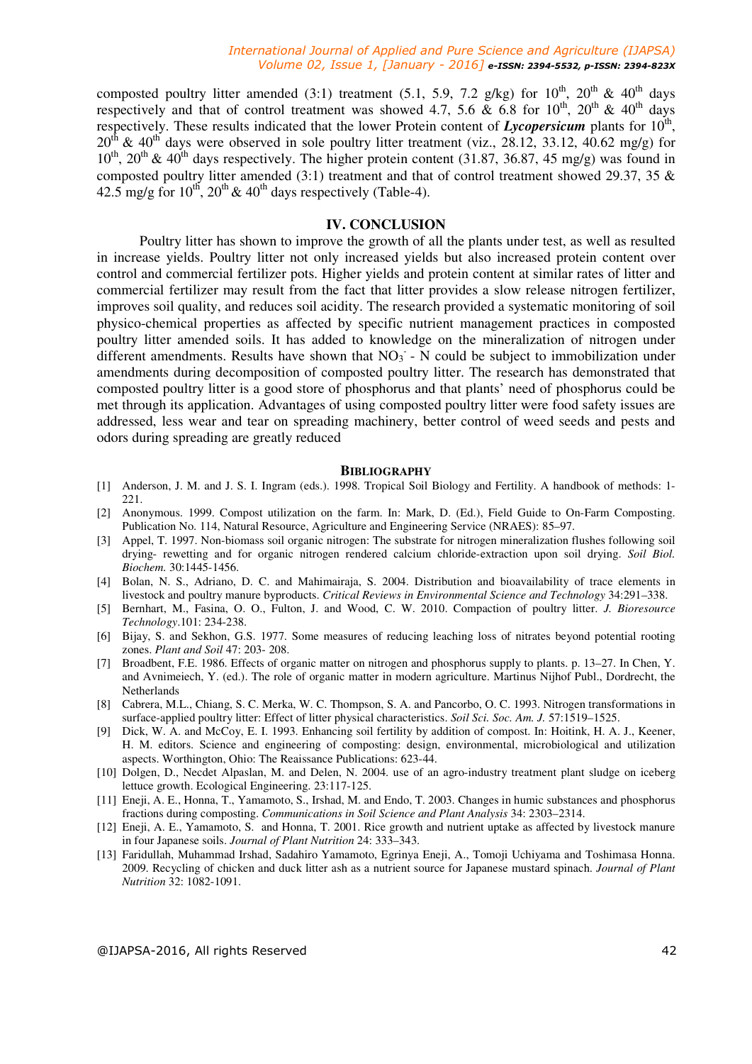composted poultry litter amended (3:1) treatment (5.1, 5.9, 7.2 g/kg) for $10^{th}$, $20^{th}$ & $40^{th}$ days respectively and that of control treatment was showed 4.7, 5.6 & 6.8 for $10^{th}$, $20^{th}$ & $40^{th}$ days respectively. These results indicated that the lower Protein content of ***Lycopersicum*** plants for $10^{th}$, $20^{th}$ & $40^{th}$ days were observed in sole poultry litter treatment (viz., 28.12, 33.12, 40.62 mg/g) for $10^{th}$, $20^{th}$ & $40^{th}$ days respectively. The higher protein content (31.87, 36.87, 45 mg/g) was found in composted poultry litter amended (3:1) treatment and that of control treatment showed 29.37, 35 & 42.5 mg/g for $10^{th}$, $20^{th}$ & $40^{th}$ days respectively (Table-4).

## IV. CONCLUSION

Poultry litter has shown to improve the growth of all the plants under test, as well as resulted in increase yields. Poultry litter not only increased yields but also increased protein content over control and commercial fertilizer pots. Higher yields and protein content at similar rates of litter and commercial fertilizer may result from the fact that litter provides a slow release nitrogen fertilizer, improves soil quality, and reduces soil acidity. The research provided a systematic monitoring of soil physico-chemical properties as affected by specific nutrient management practices in composted poultry litter amended soils. It has added to knowledge on the mineralization of nitrogen under different amendments. Results have shown that $NO_3^-$ - N could be subject to immobilization under amendments during decomposition of composted poultry litter. The research has demonstrated that composted poultry litter is a good store of phosphorus and that plants' need of phosphorus could be met through its application. Advantages of using composted poultry litter were food safety issues are addressed, less wear and tear on spreading machinery, better control of weed seeds and pests and odors during spreading are greatly reduced

## BIBLIOGRAPHY

[1] Anderson, J. M. and J. S. I. Ingram (eds.). 1998. Tropical Soil Biology and Fertility. A handbook of methods: 1-221.

[2] Anonymous. 1999. Compost utilization on the farm. In: Mark, D. (Ed.), Field Guide to On-Farm Composting. Publication No. 114, Natural Resource, Agriculture and Engineering Service (NRAES): 85–97.

[3] Appel, T. 1997. Non-biomass soil organic nitrogen: The substrate for nitrogen mineralization flushes following soil drying- rewetting and for organic nitrogen rendered calcium chloride-extraction upon soil drying. *Soil Biol. Biochem.* 30:1445-1456.

[4] Bolan, N. S., Adriano, D. C. and Mahimairaja, S. 2004. Distribution and bioavailability of trace elements in livestock and poultry manure byproducts. *Critical Reviews in Environmental Science and Technology* 34:291–338.

[5] Bernhart, M., Fasina, O. O., Fulton, J. and Wood, C. W. 2010. Compaction of poultry litter. *J. Bioresource Technology*.101: 234-238.

[6] Bijay, S. and Sekhon, G.S. 1977. Some measures of reducing leaching loss of nitrates beyond potential rooting zones. *Plant and Soil* 47: 203- 208.

[7] Broadbent, F.E. 1986. Effects of organic matter on nitrogen and phosphorus supply to plants. p. 13–27. In Chen, Y. and Avnimeiech, Y. (ed.). The role of organic matter in modern agriculture. Martinus Nijhof Publ., Dordrecht, the Netherlands

[8] Cabrera, M.L., Chiang, S. C. Merka, W. C. Thompson, S. A. and Pancorbo, O. C. 1993. Nitrogen transformations in surface-applied poultry litter: Effect of litter physical characteristics. *Soil Sci. Soc. Am. J.* 57:1519–1525.

[9] Dick, W. A. and McCoy, E. I. 1993. Enhancing soil fertility by addition of compost. In: Hoitink, H. A. J., Keener, H. M. editors. Science and engineering of composting: design, environmental, microbiological and utilization aspects. Worthington, Ohio: The Reaissance Publications: 623-44.

[10] Dolgen, D., Necdet Alpaslan, M. and Delen, N. 2004. use of an agro-industry treatment plant sludge on iceberg lettuce growth. Ecological Engineering. 23:117-125.

[11] Eneji, A. E., Honna, T., Yamamoto, S., Irshad, M. and Endo, T. 2003. Changes in humic substances and phosphorus fractions during composting. *Communications in Soil Science and Plant Analysis* 34: 2303–2314.

[12] Eneji, A. E., Yamamoto, S. and Honna, T. 2001. Rice growth and nutrient uptake as affected by livestock manure in four Japanese soils. *Journal of Plant Nutrition* 24: 333–343.

[13] Faridullah, Muhammad Irshad, Sadahiro Yamamoto, Egrinya Eneji, A., Tomoji Uchiyama and Toshimasa Honna. 2009. Recycling of chicken and duck litter ash as a nutrient source for Japanese mustard spinach. *Journal of Plant Nutrition* 32: 1082-1091.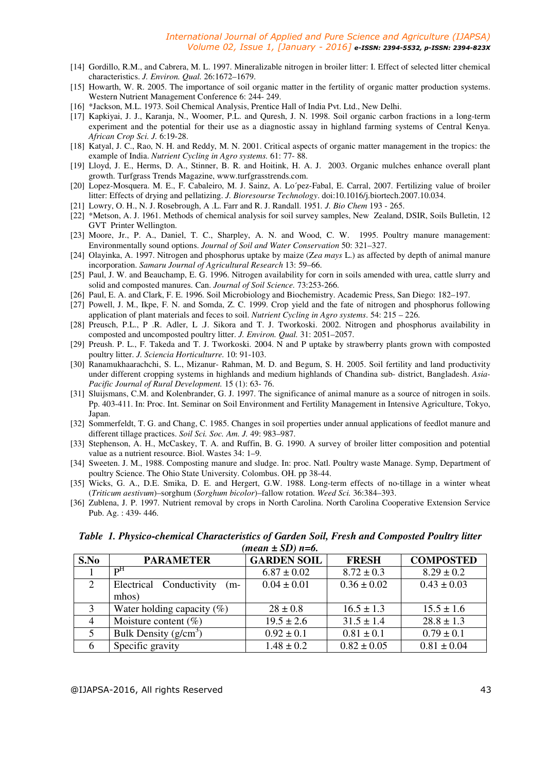[14] Gordillo, R.M., and Cabrera, M. L. 1997. Mineralizable nitrogen in broiler litter: I. Effect of selected litter chemical characteristics. *J. Environ. Qual.* 26:1672–1679.

[15] Howarth, W. R. 2005. The importance of soil organic matter in the fertility of organic matter production systems. Western Nutrient Management Conference 6: 244- 249.

[16] *Jackson, M.L. 1973. Soil Chemical Analysis, Prentice Hall of India Pvt. Ltd., New Delhi.

[17] Kapkiyai, J. J., Karanja, N., Woomer, P.L. and Quresh, J. N. 1998. Soil organic carbon fractions in a long-term experiment and the potential for their use as a diagnostic assay in highland farming systems of Central Kenya. *African Crop Sci. J.* 6:19-28.

[18] Katyal, J. C., Rao, N. H. and Reddy, M. N. 2001. Critical aspects of organic matter management in the tropics: the example of India. *Nutrient Cycling in Agro systems.* 61: 77- 88.

[19] Lloyd, J. E., Herms, D. A., Stinner, B. R. and Hoitink, H. A. J. 2003. Organic mulches enhance overall plant growth. Turfgrass Trends Magazine, www.turfgrasstrends.com.

[20] Lopez-Mosquera. M. E., F. Cabaleiro, M. J. Sainz, A. Lo´pez-Fabal, E. Carral, 2007. Fertilizing value of broiler litter: Effects of drying and pellatizing. *J. Bioresourse Technology*. doi:10.1016/j.biortech.2007.10.034.

[21] Lowry, O. H., N. J. Rosebrough, A .L. Farr and R. J. Randall. 1951. *J. Bio Chem* 193 - 265.

[22] *Metson, A. J. 1961. Methods of chemical analysis for soil survey samples, New Zealand, DSIR, Soils Bulletin, 12 GVT Printer Wellington.

[23] Moore, Jr., P. A., Daniel, T. C., Sharpley, A. N. and Wood, C. W. 1995. Poultry manure management: Environmentally sound options. *Journal of Soil and Water Conservation* 50: 321–327.

[24] Olayinka, A. 1997. Nitrogen and phosphorus uptake by maize (*Zea mays* L.) as affected by depth of animal manure incorporation. *Samaru Journal of Agricultural Research* 13: 59–66.

[25] Paul, J. W. and Beauchamp, E. G. 1996. Nitrogen availability for corn in soils amended with urea, cattle slurry and solid and composted manures. Can. *Journal of Soil Science.* 73:253-266.

[26] Paul, E. A. and Clark, F. E. 1996. Soil Microbiology and Biochemistry. Academic Press, San Diego: 182–197.

[27] Powell, J. M., Ikpe, F. N. and Somda, Z. C. 1999. Crop yield and the fate of nitrogen and phosphorus following application of plant materials and feces to soil. *Nutrient Cycling in Agro systems*. 54: 215 – 226.

[28] Preusch, P.L., P .R. Adler, L .J. Sikora and T. J. Tworkoski. 2002. Nitrogen and phosphorus availability in composted and uncomposted poultry litter. *J. Environ. Qual.* 31: 2051–2057.

[29] Preush. P. L., F. Takeda and T. J. Tworkoski. 2004. N and P uptake by strawberry plants grown with composted poultry litter. *J. Sciencia Horticulturre.* 10: 91-103.

[30] Ranamukhaarachchi, S. L., Mizanur- Rahman, M. D. and Begum, S. H. 2005. Soil fertility and land productivity under different cropping systems in highlands and medium highlands of Chandina sub- district, Bangladesh. *Asia-Pacific Journal of Rural Development.* 15 (1): 63- 76.

[31] Sluijsmans, C.M. and Kolenbrander, G. J. 1997. The significance of animal manure as a source of nitrogen in soils. Pp. 403-411. In: Proc. Int. Seminar on Soil Environment and Fertility Management in Intensive Agriculture, Tokyo, Japan.

[32] Sommerfeldt, T. G. and Chang, C. 1985. Changes in soil properties under annual applications of feedlot manure and different tillage practices. *Soil Sci. Soc. Am. J.* 49: 983–987.

[33] Stephenson, A. H., McCaskey, T. A. and Ruffin, B. G. 1990. A survey of broiler litter composition and potential value as a nutrient resource. Biol. Wastes 34: 1–9.

[34] Sweeten. J. M., 1988. Composting manure and sludge. In: proc. Natl. Poultry waste Manage. Symp, Department of poultry Science. The Ohio State University. Colombus. OH. pp 38-44.

[35] Wicks, G. A., D.E. Smika, D. E. and Hergert, G.W. 1988. Long-term effects of no-tillage in a winter wheat (*Triticum aestivum*)–sorghum (*Sorghum bicolor*)–fallow rotation. *Weed Sci.* 36:384–393.

[36] Zublena, J. P. 1997. Nutrient removal by crops in North Carolina. North Carolina Cooperative Extension Service Pub. Ag. : 439- 446.

***Table 1. Physico-chemical Characteristics of Garden Soil, Fresh and Composted Poultry litter (mean ± SD) n=6.***

| S.No | PARAMETER | GARDEN SOIL | FRESH | COMPOSTED |
|---|---|---|---|---|
| 1 | $P^H$ | 6.87 ± 0.02 | 8.72 ± 0.3 | 8.29 ± 0.2 |
| 2 | Electrical Conductivity (m-mhos) | 0.04 ± 0.01 | 0.36 ± 0.02 | 0.43 ± 0.03 |
| 3 | Water holding capacity (%) | 28 ± 0.8 | 16.5 ± 1.3 | 15.5 ± 1.6 |
| 4 | Moisture content (%) | 19.5 ± 2.6 | 31.5 ± 1.4 | 28.8 ± 1.3 |
| 5 | Bulk Density ($g/cm^3$) | 0.92 ± 0.1 | 0.81 ± 0.1 | 0.79 ± 0.1 |
| 6 | Specific gravity | 1.48 ± 0.2 | 0.82 ± 0.05 | 0.81 ± 0.04 |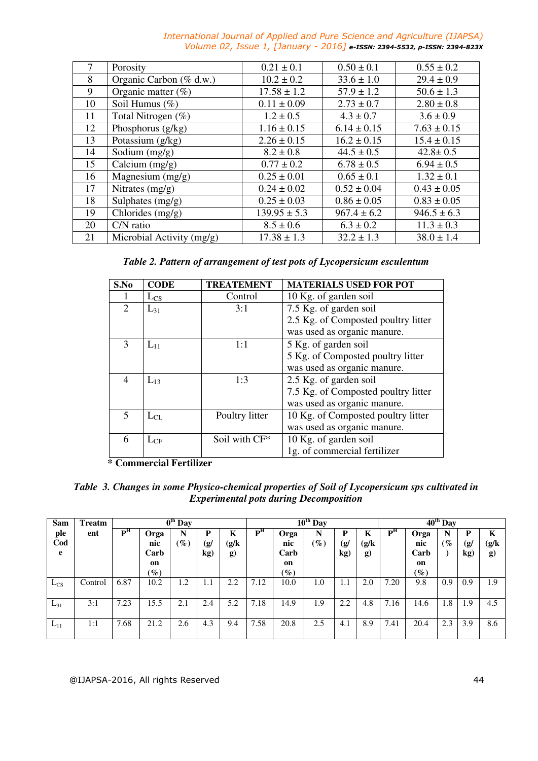| 7 | Porosity | 0.21 ± 0.1 | 0.50 ± 0.1 | 0.55 ± 0.2 |
|---|---|---|---|---|
| 8 | Organic Carbon (% d.w.) | 10.2 ± 0.2 | 33.6 ± 1.0 | 29.4 ± 0.9 |
| 9 | Organic matter (%) | 17.58 ± 1.2 | 57.9 ± 1.2 | 50.6 ± 1.3 |
| 10 | Soil Humus (%) | 0.11 ± 0.09 | 2.73 ± 0.7 | 2.80 ± 0.8 |
| 11 | Total Nitrogen (%) | 1.2 ± 0.5 | 4.3 ± 0.7 | 3.6 ± 0.9 |
| 12 | Phosphorus (g/kg) | 1.16 ± 0.15 | 6.14 ± 0.15 | 7.63 ± 0.15 |
| 13 | Potassium (g/kg) | 2.26 ± 0.15 | 16.2 ± 0.15 | 15.4 ± 0.15 |
| 14 | Sodium (mg/g) | 8.2 ± 0.8 | 44.5 ± 0.5 | 42.8± 0.5 |
| 15 | Calcium (mg/g) | 0.77 ± 0.2 | 6.78 ± 0.5 | 6.94 ± 0.5 |
| 16 | Magnesium (mg/g) | 0.25 ± 0.01 | 0.65 ± 0.1 | 1.32 ± 0.1 |
| 17 | Nitrates (mg/g) | 0.24 ± 0.02 | 0.52 ± 0.04 | 0.43 ± 0.05 |
| 18 | Sulphates (mg/g) | 0.25 ± 0.03 | 0.86 ± 0.05 | 0.83 ± 0.05 |
| 19 | Chlorides (mg/g) | 139.95 ± 5.3 | 967.4 ± 6.2 | 946.5 ± 6.3 |
| 20 | C/N ratio | 8.5 ± 0.6 | 6.3 ± 0.2 | 11.3 ± 0.3 |
| 21 | Microbial Activity (mg/g) | 17.38 ± 1.3 | 32.2 ± 1.3 | 38.0 ± 1.4 |

***Table 2. Pattern of arrangement of test pots of Lycopersicum esculentum***

| S.No | CODE | TREATEMENT | MATERIALS USED FOR POT |
|---|---|---|---|
| 1 | $L_{CS}$ | Control | 10 Kg. of garden soil |
| 2 | $L_{31}$ | 3:1 | 7.5 Kg. of garden soil<br>2.5 Kg. of Composted poultry litter was used as organic manure. |
| 3 | $L_{11}$ | 1:1 | 5 Kg. of garden soil<br>5 Kg. of Composted poultry litter was used as organic manure. |
| 4 | $L_{13}$ | 1:3 | 2.5 Kg. of garden soil<br>7.5 Kg. of Composted poultry litter was used as organic manure. |
| 5 | $L_{CL}$ | Poultry litter | 10 Kg. of Composted poultry litter was used as organic manure. |
| 6 | $L_{CF}$ | Soil with CF* | 10 Kg. of garden soil<br>1g. of commercial fertilizer |

**\* Commercial Fertilizer**

***Table 3. Changes in some Physico-chemical properties of Soil of Lycopersicum sps cultivated in Experimental pots during Decomposition***

| Sample Code | Treatment | $0^{th}$ Day | | | | | $10^{th}$ Day | | | | | $40^{th}$ Day | | | | |
|---|---|---|---|---|---|---|---|---|---|---|---|---|---|---|---|---|
| | | $P^H$ | Organic Carbon (%) | N (%) | P (g/kg) | K (g/kg) | $P^H$ | Organic Carbon (%) | N (%) | P (g/kg) | K (g/kg) | $P^H$ | Organic Carbon (%) | N (%) | P (g/kg) | K (g/kg) |
| $L_{CS}$ | Control | 6.87 | 10.2 | 1.2 | 1.1 | 2.2 | 7.12 | 10.0 | 1.0 | 1.1 | 2.0 | 7.20 | 9.8 | 0.9 | 0.9 | 1.9 |
| $L_{31}$ | 3:1 | 7.23 | 15.5 | 2.1 | 2.4 | 5.2 | 7.18 | 14.9 | 1.9 | 2.2 | 4.8 | 7.16 | 14.6 | 1.8 | 1.9 | 4.5 |
| $L_{11}$ | 1:1 | 7.68 | 21.2 | 2.6 | 4.3 | 9.4 | 7.58 | 20.8 | 2.5 | 4.1 | 8.9 | 7.41 | 20.4 | 2.3 | 3.9 | 8.6 |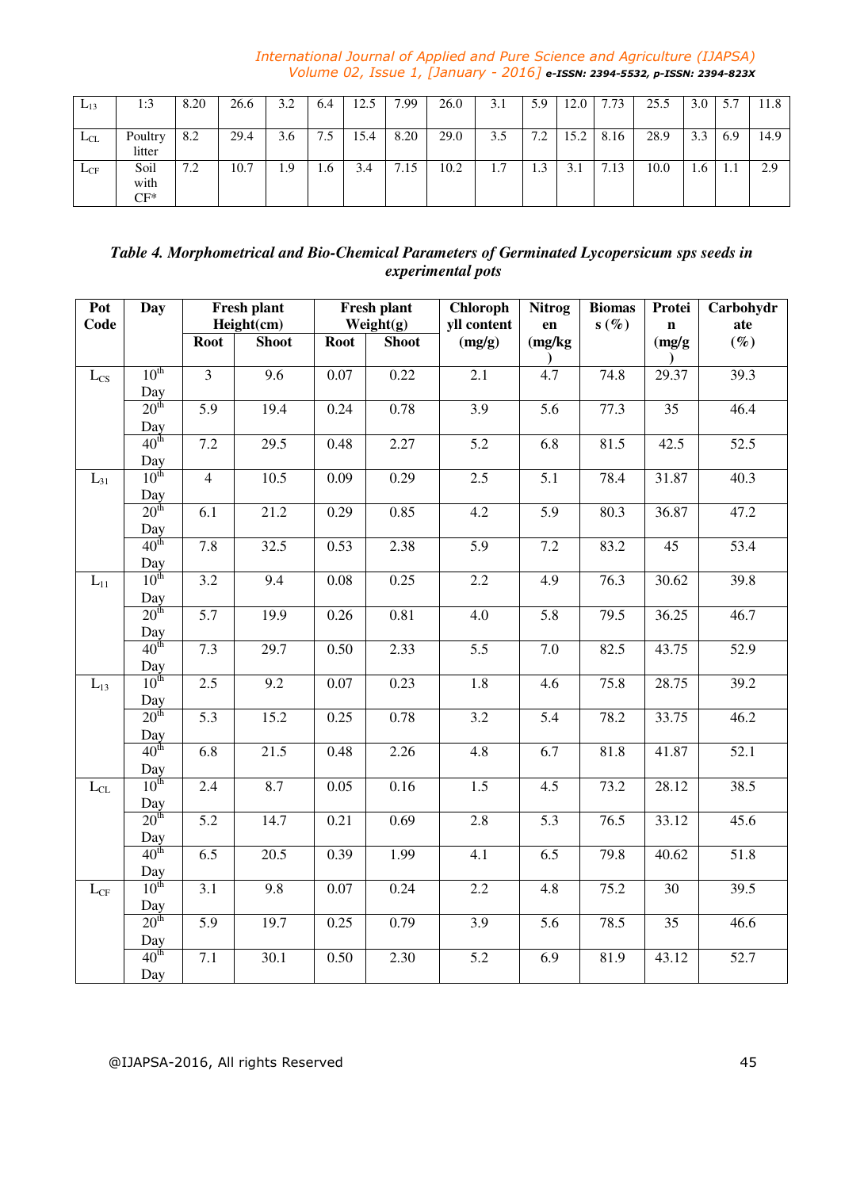| $L_{13}$ | 1:3 | 8.20 | 26.6 | 3.2 | 6.4 | 12.5 | 7.99 | 26.0 | 3.1 | 5.9 | 12.0 | 7.73 | 25.5 | 3.0 | 5.7 | 11.8 |
|---|---|---|---|---|---|---|---|---|---|---|---|---|---|---|---|---|
| $L_{CL}$ | Poultry litter | 8.2 | 29.4 | 3.6 | 7.5 | 15.4 | 8.20 | 29.0 | 3.5 | 7.2 | 15.2 | 8.16 | 28.9 | 3.3 | 6.9 | 14.9 |
| $L_{CF}$ | Soil with CF* | 7.2 | 10.7 | 1.9 | 1.6 | 3.4 | 7.15 | 10.2 | 1.7 | 1.3 | 3.1 | 7.13 | 10.0 | 1.6 | 1.1 | 2.9 |

***Table 4. Morphometrical and Bio-Chemical Parameters of Germinated Lycopersicum sps seeds in experimental pots***

| Pot Code | Day | Fresh plant Height(cm) | | Fresh plant Weight(g) | | Chlorophyll content (mg/g) | Nitrogen (mg/kg) | Biomass (%) | Protein (mg/g) | Carbohydrate (%) |
|---|---|---|---|---|---|---|---|---|---|---|
| | | Root | Shoot | Root | Shoot | | | | | |
| $L_{CS}$ | 10th Day | 3 | 9.6 | 0.07 | 0.22 | 2.1 | 4.7 | 74.8 | 29.37 | 39.3 |
| | 20th Day | 5.9 | 19.4 | 0.24 | 0.78 | 3.9 | 5.6 | 77.3 | 35 | 46.4 |
| | 40th Day | 7.2 | 29.5 | 0.48 | 2.27 | 5.2 | 6.8 | 81.5 | 42.5 | 52.5 |
| $L_{31}$ | 10th Day | 4 | 10.5 | 0.09 | 0.29 | 2.5 | 5.1 | 78.4 | 31.87 | 40.3 |
| | 20th Day | 6.1 | 21.2 | 0.29 | 0.85 | 4.2 | 5.9 | 80.3 | 36.87 | 47.2 |
| | 40th Day | 7.8 | 32.5 | 0.53 | 2.38 | 5.9 | 7.2 | 83.2 | 45 | 53.4 |
| $L_{11}$ | 10th Day | 3.2 | 9.4 | 0.08 | 0.25 | 2.2 | 4.9 | 76.3 | 30.62 | 39.8 |
| | 20th Day | 5.7 | 19.9 | 0.26 | 0.81 | 4.0 | 5.8 | 79.5 | 36.25 | 46.7 |
| | 40th Day | 7.3 | 29.7 | 0.50 | 2.33 | 5.5 | 7.0 | 82.5 | 43.75 | 52.9 |
| $L_{13}$ | 10th Day | 2.5 | 9.2 | 0.07 | 0.23 | 1.8 | 4.6 | 75.8 | 28.75 | 39.2 |
| | 20th Day | 5.3 | 15.2 | 0.25 | 0.78 | 3.2 | 5.4 | 78.2 | 33.75 | 46.2 |
| | 40th Day | 6.8 | 21.5 | 0.48 | 2.26 | 4.8 | 6.7 | 81.8 | 41.87 | 52.1 |
| $L_{CL}$ | 10th Day | 2.4 | 8.7 | 0.05 | 0.16 | 1.5 | 4.5 | 73.2 | 28.12 | 38.5 |
| | 20th Day | 5.2 | 14.7 | 0.21 | 0.69 | 2.8 | 5.3 | 76.5 | 33.12 | 45.6 |
| | 40th Day | 6.5 | 20.5 | 0.39 | 1.99 | 4.1 | 6.5 | 79.8 | 40.62 | 51.8 |
| $L_{CF}$ | 10th Day | 3.1 | 9.8 | 0.07 | 0.24 | 2.2 | 4.8 | 75.2 | 30 | 39.5 |
| | 20th Day | 5.9 | 19.7 | 0.25 | 0.79 | 3.9 | 5.6 | 78.5 | 35 | 46.6 |
| | 40th Day | 7.1 | 30.1 | 0.50 | 2.30 | 5.2 | 6.9 | 81.9 | 43.12 | 52.7 |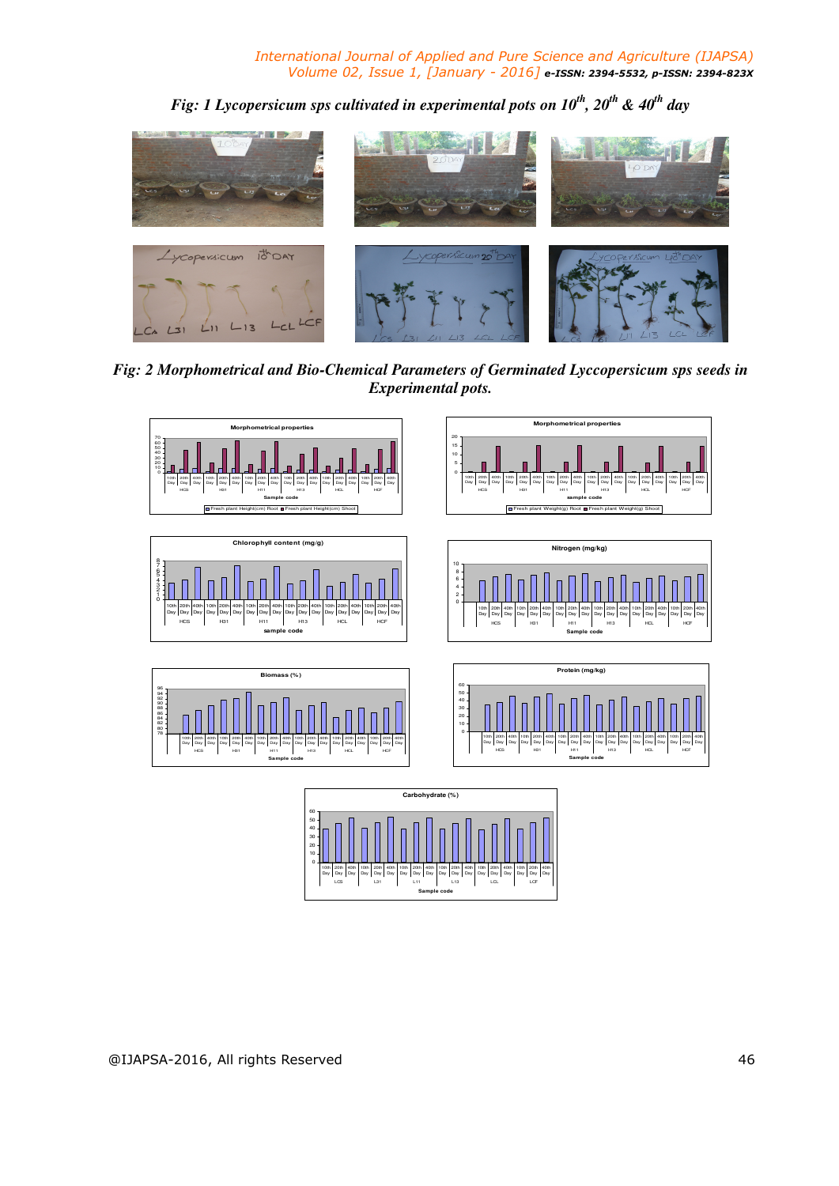*Fig: 1 Lycopersicum sps cultivated in experimental pots on $10^{th}$, $20^{th}$ & $40^{th}$ day*

10th DAY

20th DAY

40 DAY

Lycopersicum 10th DAY

LCA L31 L11 L13 LCL LCF

Lycopersicum 20th DAY

LCS L31 L11 L13 LCL LCF

Lycopersicum 40th DAY

LCS L31 L11 L13 LCL LCF

*Fig: 2 Morphometrical and Bio-Chemical Parameters of Germinated Lyccopersicum sps seeds in Experimental pots.*

Morphometrical properties

70
60
50
40
30
20
10
0

10th Day 20th Day 40th Day 10th Day 20th Day 40th Day 10th Day 20th Day 40th Day 10th Day 20th Day 40th Day 10th Day 20th Day 40th Day 10th Day 20th Day 40th Day

HCS H31 H11 H13 HCL HCF

Sample code

Fresh plant Height(cm) Root Fresh plant Height(cm) Shoot

Morphometrical properties

20
15
10
5
0

10th Day 20th Day 40th Day 10th Day 20th Day 40th Day 10th Day 20th Day 40th Day 10th Day 20th Day 40th Day 10th Day 20th Day 40th Day 10th Day 20th Day 40th Day

HCS H31 H11 H13 HCL HCF

sample code

Fresh plant Weight(g) Root Fresh plant Weight(g) Shoot

Chlorophyll content (mg/g)

8
7
6
5
4
3
2
1
0

10th Day 20th Day 40th Day 10th Day 20th Day 40th Day 10th Day 20th Day 40th Day 10th Day 20th Day 40th Day 10th Day 20th Day 40th Day 10th Day 20th Day 40th Day

HCS H31 H11 H13 HCL HCF

sample code

Nitrogen (mg/kg)

10
8
6
4
2
0

10th Day 20th Day 40th Day 10th Day 20th Day 40th Day 10th Day 20th Day 40th Day 10th Day 20th Day 40th Day 10th Day 20th Day 40th Day 10th Day 20th Day 40th Day

HCS H31 H11 H13 HCL HCF

Sample code

Biomass (%)

96
94
92
90
88
86
84
82
80
78

10th Day 20th Day 40th Day 10th Day 20th Day 40th Day 10th Day 20th Day 40th Day 10th Day 20th Day 40th Day 10th Day 20th Day 40th Day 10th Day 20th Day 40th Day

HCS H31 H11 H13 HCL HCF

Sample code

Protein (mg/kg)

60
50
40
30
20
10
0

10th Day 20th Day 40th Day 10th Day 20th Day 40th Day 10th Day 20th Day 40th Day 10th Day 20th Day 40th Day 10th Day 20th Day 40th Day 10th Day 20th Day 40th Day

HCS H31 H11 H13 HCL HCF

Sample code

Carbohydrate (%)

60
50
40
30
20
10
0

10th Day 20th Day 40th Day 10th Day 20th Day 40th Day 10th Day 20th Day 40th Day 10th Day 20th Day 40th Day 10th Day 20th Day 40th Day 10th Day 20th Day 40th Day

LCS L31 L11 L13 LCL LCF

Sample code